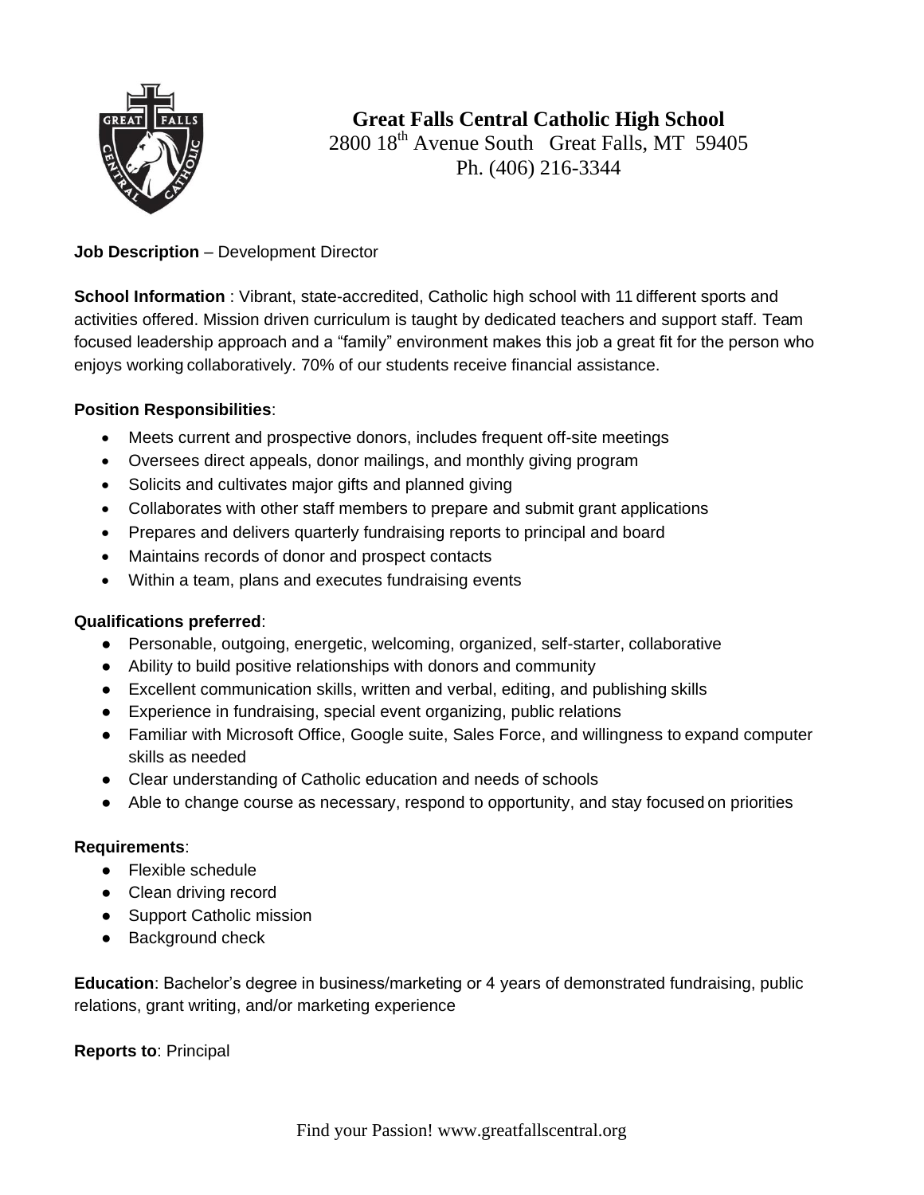# Great Falls Central Catholic High School

2800 18th Avenue South Great Falls, MT 59405

Ph. (406) 216-3344

**Job Description** – Development Director

**School Information** : Vibrant, state-accredited, Catholic high school with 11 different sports and activities offered. Mission driven curriculum is taught by dedicated teachers and support staff. Team focused leadership approach and a "family" environment makes this job a great fit for the person who enjoys working collaboratively. 70% of our students receive financial assistance.

**Position Responsibilities**:

- Meets current and prospective donors, includes frequent off-site meetings
- Oversees direct appeals, donor mailings, and monthly giving program
- Solicits and cultivates major gifts and planned giving
- Collaborates with other staff members to prepare and submit grant applications
- Prepares and delivers quarterly fundraising reports to principal and board
- Maintains records of donor and prospect contacts
- Within a team, plans and executes fundraising events

**Qualifications preferred**:

- Personable, outgoing, energetic, welcoming, organized, self-starter, collaborative
- Ability to build positive relationships with donors and community
- Excellent communication skills, written and verbal, editing, and publishing skills
- Experience in fundraising, special event organizing, public relations
- Familiar with Microsoft Office, Google suite, Sales Force, and willingness to expand computer skills as needed
- Clear understanding of Catholic education and needs of schools
- Able to change course as necessary, respond to opportunity, and stay focused on priorities

**Requirements**:

- Flexible schedule
- Clean driving record
- Support Catholic mission
- Background check

**Education**: Bachelor's degree in business/marketing or 4 years of demonstrated fundraising, public relations, grant writing, and/or marketing experience

**Reports to**: Principal

Find your Passion! www.greatfallscentral.org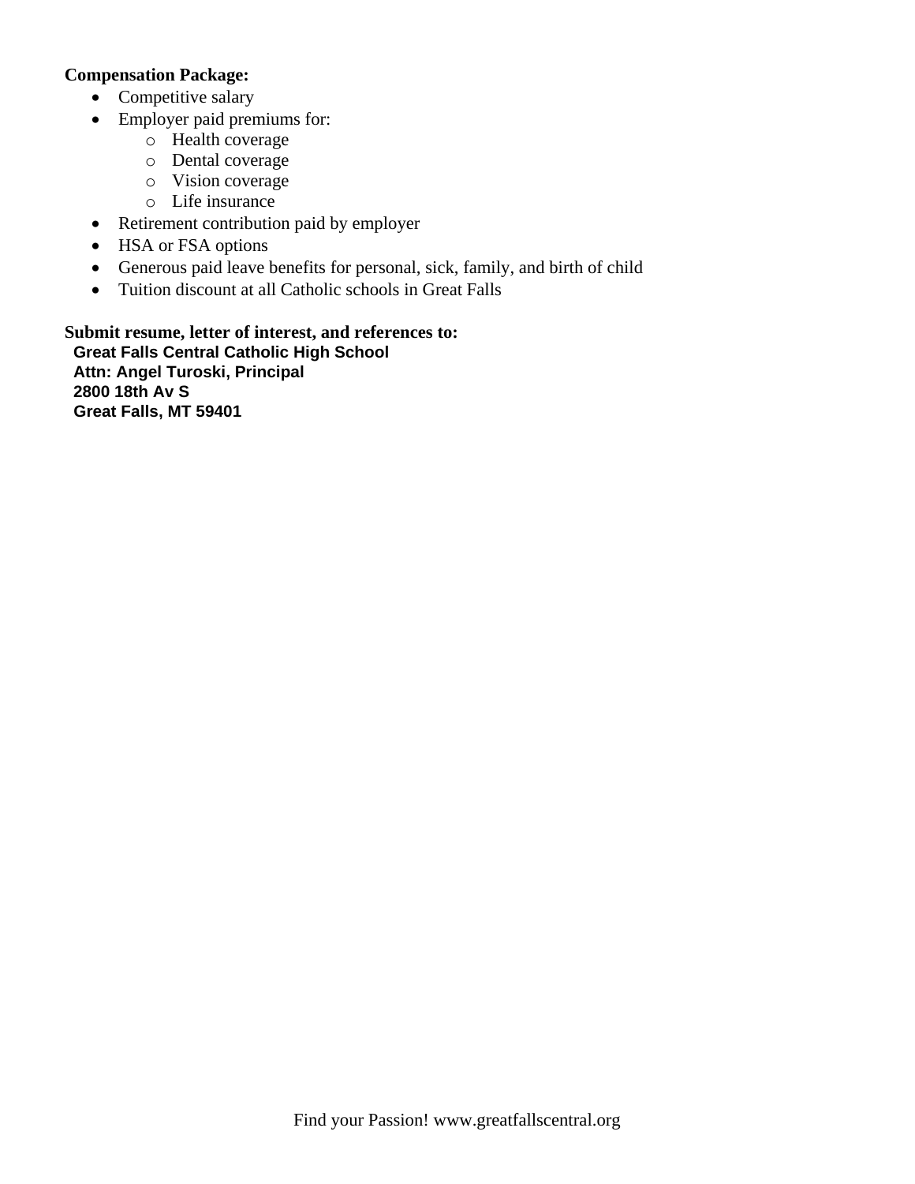**Compensation Package:**

- Competitive salary
- Employer paid premiums for:
  - Health coverage
  - Dental coverage
  - Vision coverage
  - Life insurance
- Retirement contribution paid by employer
- HSA or FSA options
- Generous paid leave benefits for personal, sick, family, and birth of child
- Tuition discount at all Catholic schools in Great Falls

**Submit resume, letter of interest, and references to:**

**Great Falls Central Catholic High School**
**Attn: Angel Turoski, Principal**
**2800 18th Av S**
**Great Falls, MT 59401**

Find your Passion! www.greatfallscentral.org